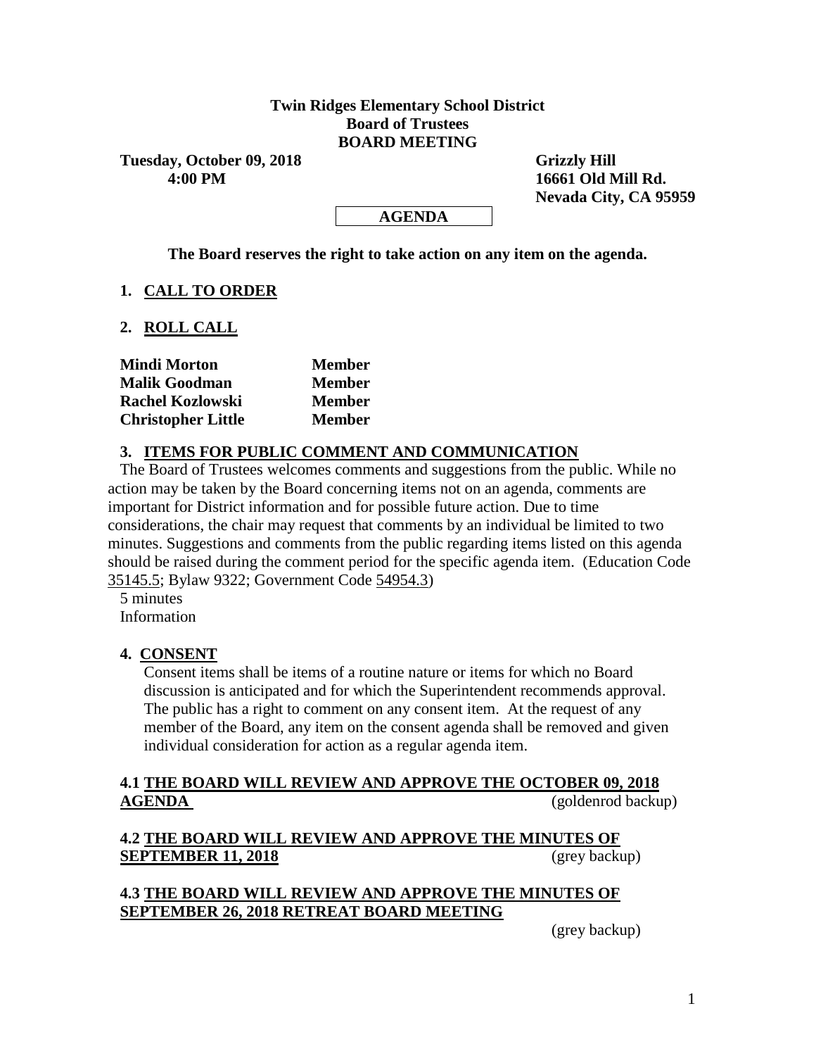**Twin Ridges Elementary School District**
**Board of Trustees**
**BOARD MEETING**

**Tuesday, October 09, 2018**
**4:00 PM**

**Grizzly Hill**
**16661 Old Mill Rd.**
**Nevada City, CA 95959**

**AGENDA**

**The Board reserves the right to take action on any item on the agenda.**

## 1. CALL TO ORDER

## 2. ROLL CALL

| | |
|---|---|
| **Mindi Morton** | **Member** |
| **Malik Goodman** | **Member** |
| **Rachel Kozlowski** | **Member** |
| **Christopher Little** | **Member** |

## 3. ITEMS FOR PUBLIC COMMENT AND COMMUNICATION

The Board of Trustees welcomes comments and suggestions from the public. While no action may be taken by the Board concerning items not on an agenda, comments are important for District information and for possible future action. Due to time considerations, the chair may request that comments by an individual be limited to two minutes. Suggestions and comments from the public regarding items listed on this agenda should be raised during the comment period for the specific agenda item. (Education Code 35145.5; Bylaw 9322; Government Code 54954.3)

5 minutes
Information

## 4. CONSENT

Consent items shall be items of a routine nature or items for which no Board discussion is anticipated and for which the Superintendent recommends approval. The public has a right to comment on any consent item. At the request of any member of the Board, any item on the consent agenda shall be removed and given individual consideration for action as a regular agenda item.

### 4.1 THE BOARD WILL REVIEW AND APPROVE THE OCTOBER 09, 2018 AGENDA

(goldenrod backup)

### 4.2 THE BOARD WILL REVIEW AND APPROVE THE MINUTES OF SEPTEMBER 11, 2018

(grey backup)

### 4.3 THE BOARD WILL REVIEW AND APPROVE THE MINUTES OF SEPTEMBER 26, 2018 RETREAT BOARD MEETING

(grey backup)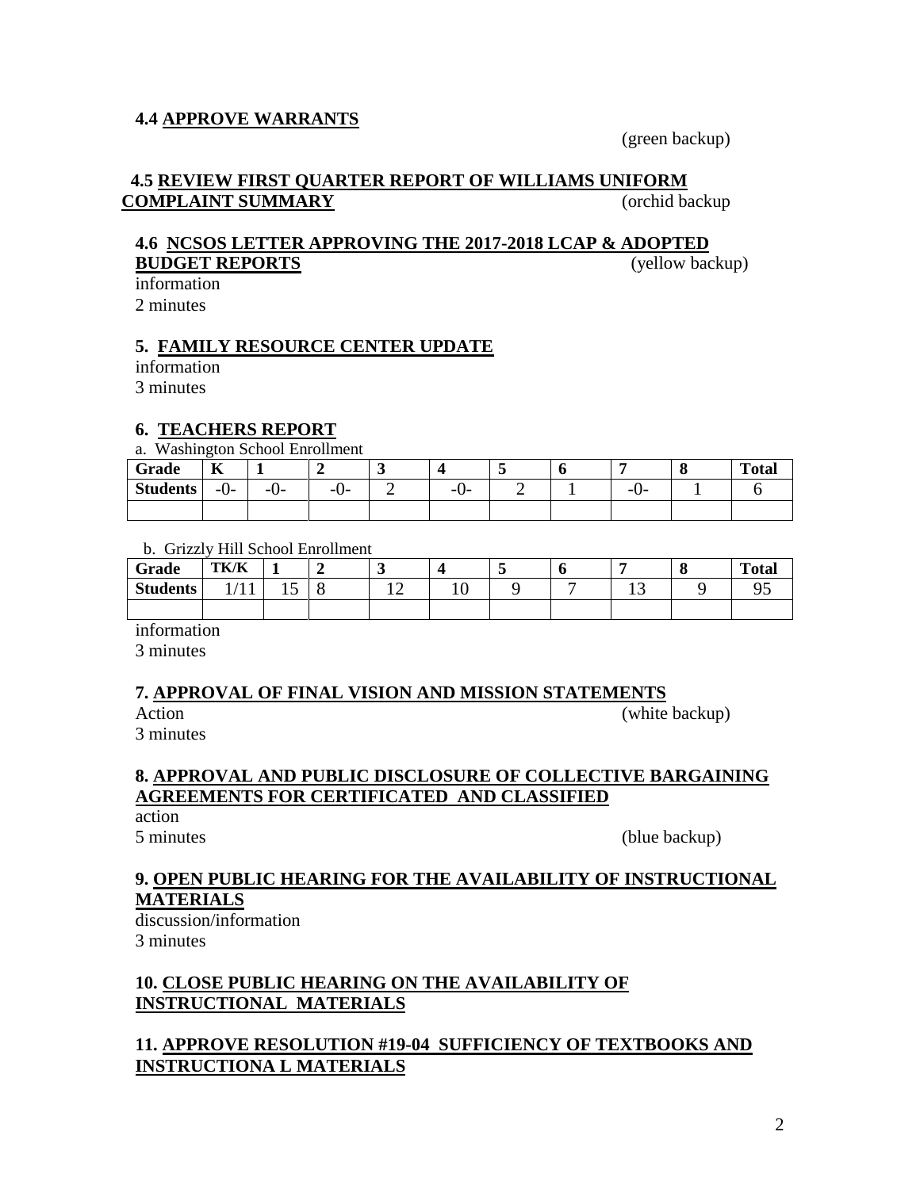**4.4 APPROVE WARRANTS**

(green backup)

**4.5 REVIEW FIRST QUARTER REPORT OF WILLIAMS UNIFORM COMPLAINT SUMMARY** (orchid backup

**4.6 NCSOS LETTER APPROVING THE 2017-2018 LCAP & ADOPTED BUDGET REPORTS** (yellow backup)

information

2 minutes

**5. FAMILY RESOURCE CENTER UPDATE**

information

3 minutes

**6. TEACHERS REPORT**

a. Washington School Enrollment

| Grade | K | 1 | 2 | 3 | 4 | 5 | 6 | 7 | 8 | Total |
|---|---|---|---|---|---|---|---|---|---|---|
| Students | -0- | -0- | -0- | 2 | -0- | 2 | 1 | -0- | 1 | 6 |
| | | | | | | | | | | |

b. Grizzly Hill School Enrollment

| Grade | TK/K | 1 | 2 | 3 | 4 | 5 | 6 | 7 | 8 | Total |
|---|---|---|---|---|---|---|---|---|---|---|
| Students | 1/11 | 15 | 8 | 12 | 10 | 9 | 7 | 13 | 9 | 95 |
| | | | | | | | | | | |

information

3 minutes

**7. APPROVAL OF FINAL VISION AND MISSION STATEMENTS**

Action (white backup)

3 minutes

**8. APPROVAL AND PUBLIC DISCLOSURE OF COLLECTIVE BARGAINING AGREEMENTS FOR CERTIFICATED AND CLASSIFIED**

action

5 minutes (blue backup)

**9. OPEN PUBLIC HEARING FOR THE AVAILABILITY OF INSTRUCTIONAL MATERIALS**

discussion/information

3 minutes

**10. CLOSE PUBLIC HEARING ON THE AVAILABILITY OF INSTRUCTIONAL MATERIALS**

**11. APPROVE RESOLUTION #19-04 SUFFICIENCY OF TEXTBOOKS AND INSTRUCTIONA L MATERIALS**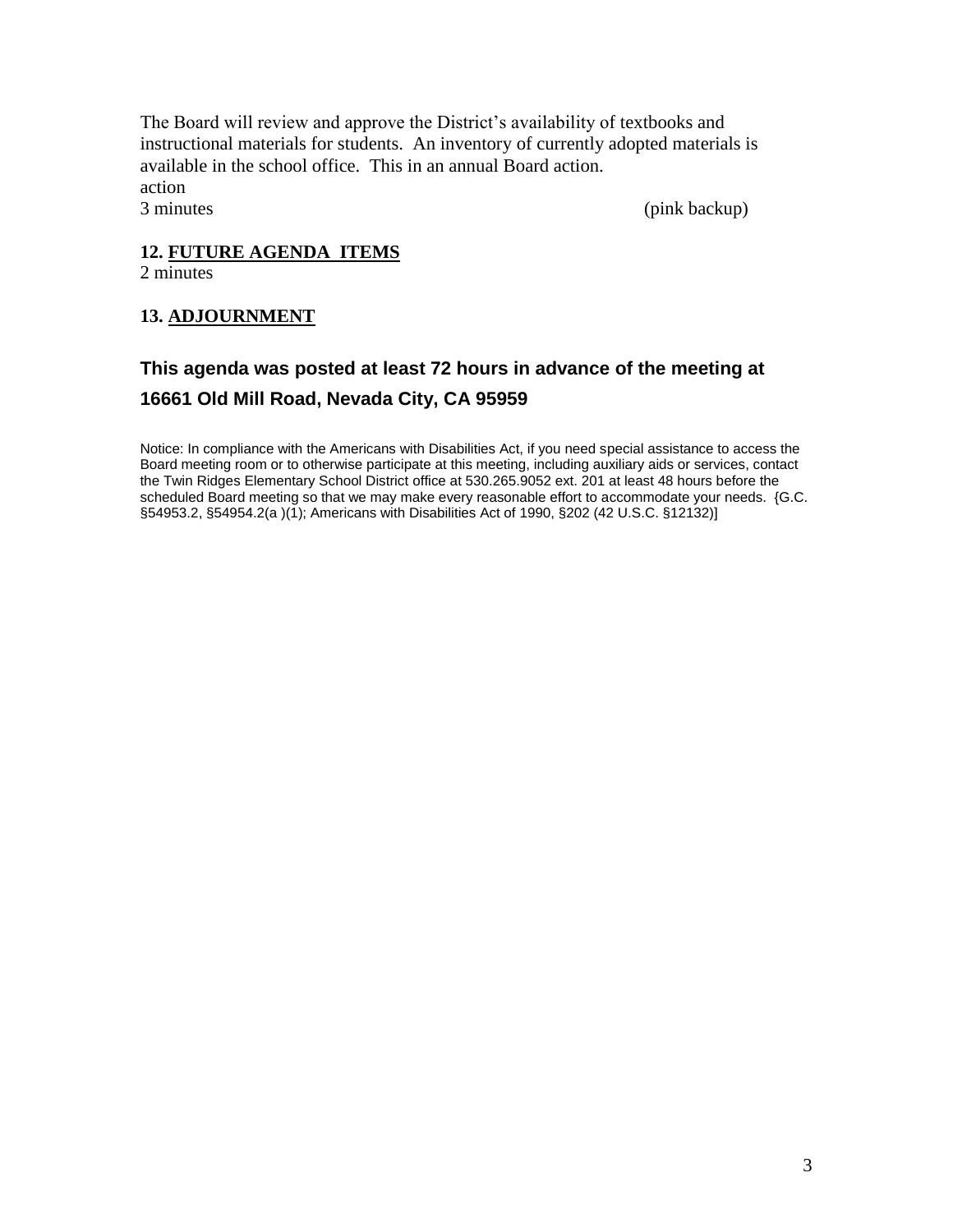The Board will review and approve the District's availability of textbooks and instructional materials for students. An inventory of currently adopted materials is available in the school office. This in an annual Board action.
action
3 minutes (pink backup)

**12. FUTURE AGENDA ITEMS**
2 minutes

**13. ADJOURNMENT**

**This agenda was posted at least 72 hours in advance of the meeting at 16661 Old Mill Road, Nevada City, CA 95959**

Notice: In compliance with the Americans with Disabilities Act, if you need special assistance to access the Board meeting room or to otherwise participate at this meeting, including auxiliary aids or services, contact the Twin Ridges Elementary School District office at 530.265.9052 ext. 201 at least 48 hours before the scheduled Board meeting so that we may make every reasonable effort to accommodate your needs. {G.C. §54953.2, §54954.2(a )(1); Americans with Disabilities Act of 1990, §202 (42 U.S.C. §12132)]